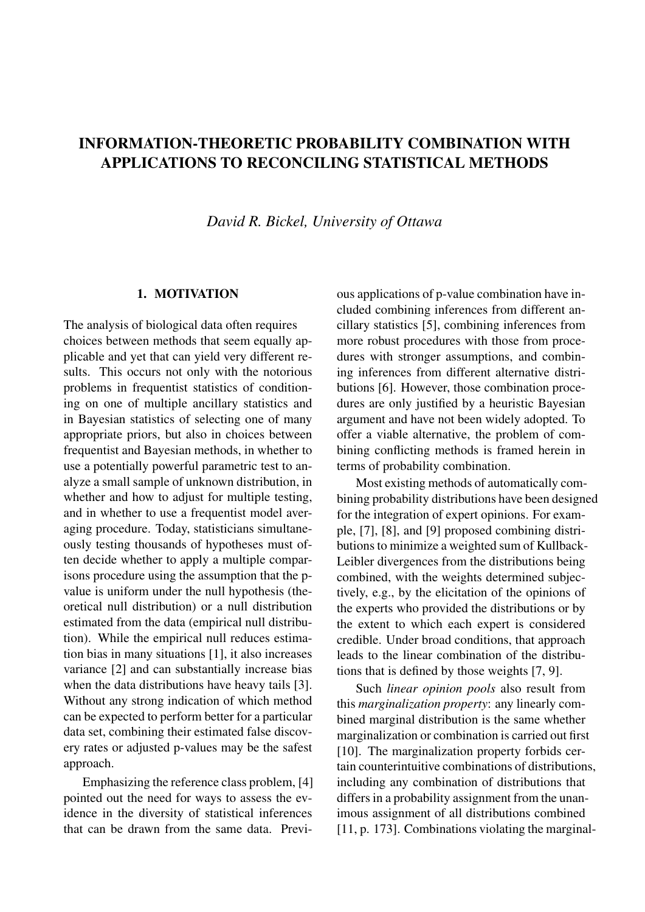# INFORMATION-THEORETIC PROBABILITY COMBINATION WITH APPLICATIONS TO RECONCILING STATISTICAL METHODS

*David R. Bickel, University of Ottawa*

## 1. MOTIVATION

The analysis of biological data often requires choices between methods that seem equally applicable and yet that can yield very different results. This occurs not only with the notorious problems in frequentist statistics of conditioning on one of multiple ancillary statistics and in Bayesian statistics of selecting one of many appropriate priors, but also in choices between frequentist and Bayesian methods, in whether to use a potentially powerful parametric test to analyze a small sample of unknown distribution, in whether and how to adjust for multiple testing, and in whether to use a frequentist model averaging procedure. Today, statisticians simultaneously testing thousands of hypotheses must often decide whether to apply a multiple comparisons procedure using the assumption that the p-value is uniform under the null hypothesis (theoretical null distribution) or a null distribution estimated from the data (empirical null distribution). While the empirical null reduces estimation bias in many situations [1], it also increases variance [2] and can substantially increase bias when the data distributions have heavy tails [3]. Without any strong indication of which method can be expected to perform better for a particular data set, combining their estimated false discovery rates or adjusted p-values may be the safest approach.

Emphasizing the reference class problem, [4] pointed out the need for ways to assess the evidence in the diversity of statistical inferences that can be drawn from the same data. Previous applications of p-value combination have included combining inferences from different ancillary statistics [5], combining inferences from more robust procedures with those from procedures with stronger assumptions, and combining inferences from different alternative distributions [6]. However, those combination procedures are only justified by a heuristic Bayesian argument and have not been widely adopted. To offer a viable alternative, the problem of combining conflicting methods is framed herein in terms of probability combination.

Most existing methods of automatically combining probability distributions have been designed for the integration of expert opinions. For example, [7], [8], and [9] proposed combining distributions to minimize a weighted sum of Kullback-Leibler divergences from the distributions being combined, with the weights determined subjectively, e.g., by the elicitation of the opinions of the experts who provided the distributions or by the extent to which each expert is considered credible. Under broad conditions, that approach leads to the linear combination of the distributions that is defined by those weights [7, 9].

Such *linear opinion pools* also result from this *marginalization property*: any linearly combined marginal distribution is the same whether marginalization or combination is carried out first [10]. The marginalization property forbids certain counterintuitive combinations of distributions, including any combination of distributions that differs in a probability assignment from the unanimous assignment of all distributions combined [11, p. 173]. Combinations violating the marginal-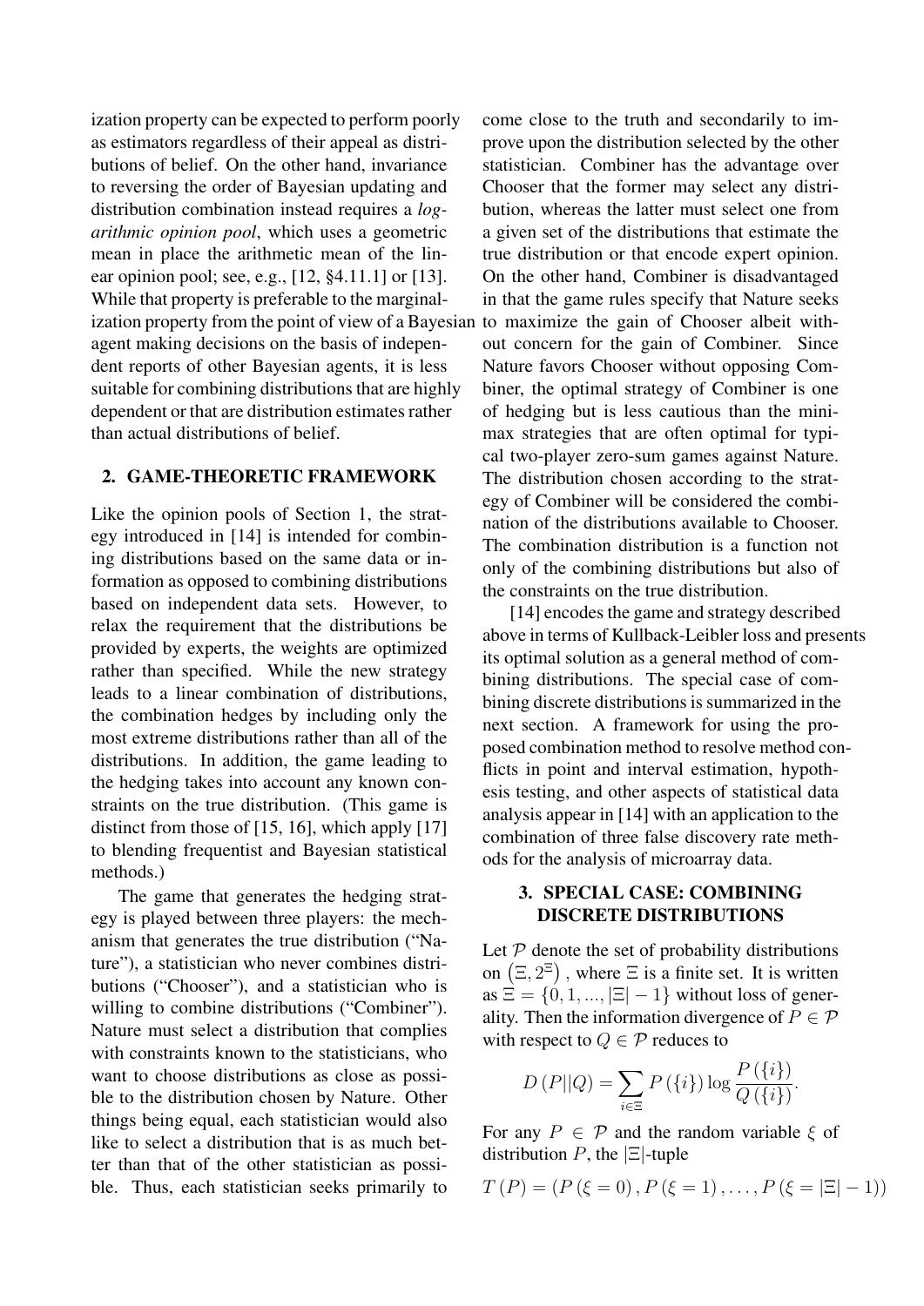ization property can be expected to perform poorly as estimators regardless of their appeal as distributions of belief. On the other hand, invariance to reversing the order of Bayesian updating and distribution combination instead requires a *logarithmic opinion pool*, which uses a geometric mean in place the arithmetic mean of the linear opinion pool; see, e.g., [12, §4.11.1] or [13]. While that property is preferable to the marginalization property from the point of view of a Bayesian agent making decisions on the basis of independent reports of other Bayesian agents, it is less suitable for combining distributions that are highly dependent or that are distribution estimates rather than actual distributions of belief.

## 2. GAME-THEORETIC FRAMEWORK

Like the opinion pools of Section 1, the strategy introduced in [14] is intended for combining distributions based on the same data or information as opposed to combining distributions based on independent data sets. However, to relax the requirement that the distributions be provided by experts, the weights are optimized rather than specified. While the new strategy leads to a linear combination of distributions, the combination hedges by including only the most extreme distributions rather than all of the distributions. In addition, the game leading to the hedging takes into account any known constraints on the true distribution. (This game is distinct from those of [15, 16], which apply [17] to blending frequentist and Bayesian statistical methods.)

The game that generates the hedging strategy is played between three players: the mechanism that generates the true distribution ("Nature"), a statistician who never combines distributions ("Chooser"), and a statistician who is willing to combine distributions ("Combiner"). Nature must select a distribution that complies with constraints known to the statisticians, who want to choose distributions as close as possible to the distribution chosen by Nature. Other things being equal, each statistician would also like to select a distribution that is as much better than that of the other statistician as possible. Thus, each statistician seeks primarily to come close to the truth and secondarily to improve upon the distribution selected by the other statistician. Combiner has the advantage over Chooser that the former may select any distribution, whereas the latter must select one from a given set of the distributions that estimate the true distribution or that encode expert opinion. On the other hand, Combiner is disadvantaged in that the game rules specify that Nature seeks to maximize the gain of Chooser albeit without concern for the gain of Combiner. Since Nature favors Chooser without opposing Combiner, the optimal strategy of Combiner is one of hedging but is less cautious than the minimax strategies that are often optimal for typical two-player zero-sum games against Nature. The distribution chosen according to the strategy of Combiner will be considered the combination of the distributions available to Chooser. The combination distribution is a function not only of the combining distributions but also of the constraints on the true distribution.

[14] encodes the game and strategy described above in terms of Kullback-Leibler loss and presents its optimal solution as a general method of combining distributions. The special case of combining discrete distributions is summarized in the next section. A framework for using the proposed combination method to resolve method conflicts in point and interval estimation, hypothesis testing, and other aspects of statistical data analysis appear in [14] with an application to the combination of three false discovery rate methods for the analysis of microarray data.

## 3. SPECIAL CASE: COMBINING DISCRETE DISTRIBUTIONS

Let $\mathcal{P}$ denote the set of probability distributions on $\left(\Xi, 2^{\Xi}\right)$, where $\Xi$ is a finite set. It is written as $\Xi = \{0, 1, ..., |\Xi| - 1\}$ without loss of generality. Then the information divergence of $P \in \mathcal{P}$ with respect to $Q \in \mathcal{P}$ reduces to

$$D\left(P||Q\right) = \sum_{i \in \Xi} P\left(\{i\}\right) \log \frac{P\left(\{i\}\right)}{Q\left(\{i\}\right)}.$$

For any $P \in \mathcal{P}$ and the random variable $\xi$ of distribution $P$, the $|\Xi|$-tuple

$$T\left(P\right) = \left(P\left(\xi = 0\right), P\left(\xi = 1\right), \ldots, P\left(\xi = |\Xi| - 1\right)\right)$$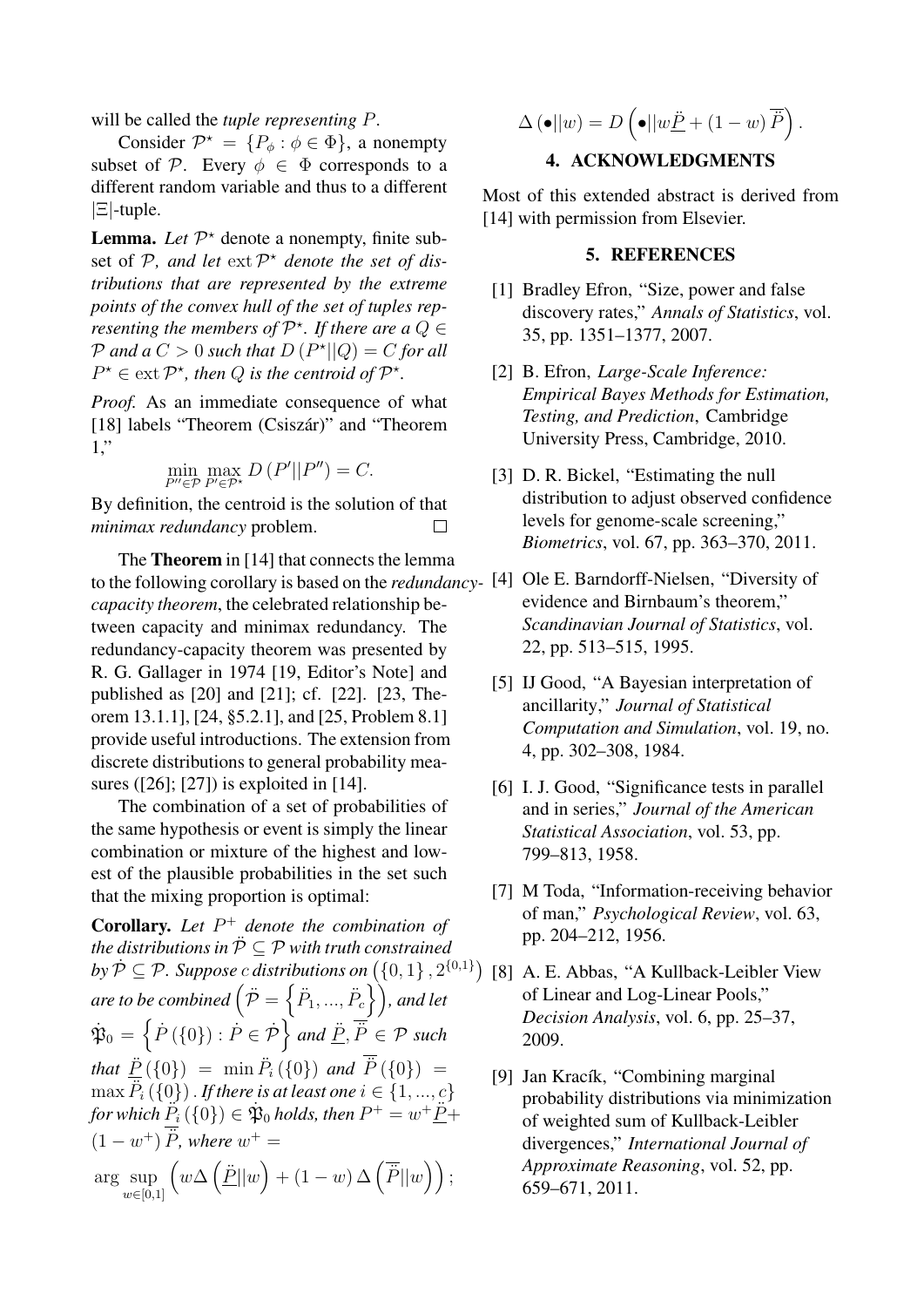will be called the *tuple representing* $P$.

Consider $\mathcal{P}^{\star} = \{P_{\phi} : \phi \in \Phi\}$, a nonempty subset of $\mathcal{P}$. Every $\phi \in \Phi$ corresponds to a different random variable and thus to a different $|\Xi|$-tuple.

**Lemma.** *Let $\mathcal{P}^{\star}$ denote a nonempty, finite subset of $\mathcal{P}$, and let $\operatorname{ext}\mathcal{P}^{\star}$ denote the set of distributions that are represented by the extreme points of the convex hull of the set of tuples representing the members of $\mathcal{P}^{\star}$. If there are a $Q \in \mathcal{P}$ and a $C > 0$ such that $D(P^{\star}||Q) = C$ for all $P^{\star} \in \operatorname{ext}\mathcal{P}^{\star}$, then $Q$ is the centroid of $\mathcal{P}^{\star}$.*

*Proof.* As an immediate consequence of what [18] labels "Theorem (Csiszár)" and "Theorem 1,"

$$\min_{P'' \in \mathcal{P}} \max_{P' \in \mathcal{P}^{\star}} D(P'||P'') = C.$$

By definition, the centroid is the solution of that *minimax redundancy* problem. □

The **Theorem** in [14] that connects the lemma to the following corollary is based on the *redundancy-capacity theorem*, the celebrated relationship between capacity and minimax redundancy. The redundancy-capacity theorem was presented by R. G. Gallager in 1974 [19, Editor's Note] and published as [20] and [21]; cf. [22]. [23, Theorem 13.1.1], [24, §5.2.1], and [25, Problem 8.1] provide useful introductions. The extension from discrete distributions to general probability measures ([26]; [27]) is exploited in [14].

The combination of a set of probabilities of the same hypothesis or event is simply the linear combination or mixture of the highest and lowest of the plausible probabilities in the set such that the mixing proportion is optimal:

**Corollary.** *Let $P^{+}$ denote the combination of the distributions in $\ddot{\mathcal{P}} \subseteq \mathcal{P}$ with truth constrained by $\dot{\mathcal{P}} \subseteq \mathcal{P}$. Suppose $c$ distributions on $\left(\{0,1\}, 2^{\{0,1\}}\right)$ are to be combined $\left(\ddot{\mathcal{P}} = \left\{\ddot{P}_1, ..., \ddot{P}_c\right\}\right)$, and let $\dot{\mathfrak{P}}_0 = \left\{\dot{P}(\{0\}) : \dot{P} \in \dot{\mathcal{P}}\right\}$ and $\underline{\ddot{P}}, \overline{\ddot{P}} \in \mathcal{P}$ such that $\underline{\ddot{P}}(\{0\}) = \min \ddot{P}_i(\{0\})$ and $\overline{\ddot{P}}(\{0\}) = \max \ddot{P}_i(\{0\})$. If there is at least one $i \in \{1, ..., c\}$ for which $\ddot{P}_i(\{0\}) \in \dot{\mathfrak{P}}_0$ holds, then $P^{+} = w^{+}\underline{\ddot{P}} + (1 - w^{+})\overline{\ddot{P}}$, where $w^{+} =$*

$$\arg\sup_{w \in [0,1]} \left(w\Delta\left(\underline{\ddot{P}}||w\right) + (1-w)\Delta\left(\overline{\ddot{P}}||w\right)\right);$$

$$\Delta(\bullet||w) = D\left(\bullet||w\underline{\ddot{P}} + (1-w)\overline{\ddot{P}}\right).$$

## 4. ACKNOWLEDGMENTS

Most of this extended abstract is derived from [14] with permission from Elsevier.

## 5. REFERENCES

[1] Bradley Efron, "Size, power and false discovery rates," *Annals of Statistics*, vol. 35, pp. 1351–1377, 2007.

[2] B. Efron, *Large-Scale Inference: Empirical Bayes Methods for Estimation, Testing, and Prediction*, Cambridge University Press, Cambridge, 2010.

[3] D. R. Bickel, "Estimating the null distribution to adjust observed confidence levels for genome-scale screening," *Biometrics*, vol. 67, pp. 363–370, 2011.

[4] Ole E. Barndorff-Nielsen, "Diversity of evidence and Birnbaum's theorem," *Scandinavian Journal of Statistics*, vol. 22, pp. 513–515, 1995.

[5] IJ Good, "A Bayesian interpretation of ancillarity," *Journal of Statistical Computation and Simulation*, vol. 19, no. 4, pp. 302–308, 1984.

[6] I. J. Good, "Significance tests in parallel and in series," *Journal of the American Statistical Association*, vol. 53, pp. 799–813, 1958.

[7] M Toda, "Information-receiving behavior of man," *Psychological Review*, vol. 63, pp. 204–212, 1956.

[8] A. E. Abbas, "A Kullback-Leibler View of Linear and Log-Linear Pools," *Decision Analysis*, vol. 6, pp. 25–37, 2009.

[9] Jan Kracík, "Combining marginal probability distributions via minimization of weighted sum of Kullback-Leibler divergences," *International Journal of Approximate Reasoning*, vol. 52, pp. 659–671, 2011.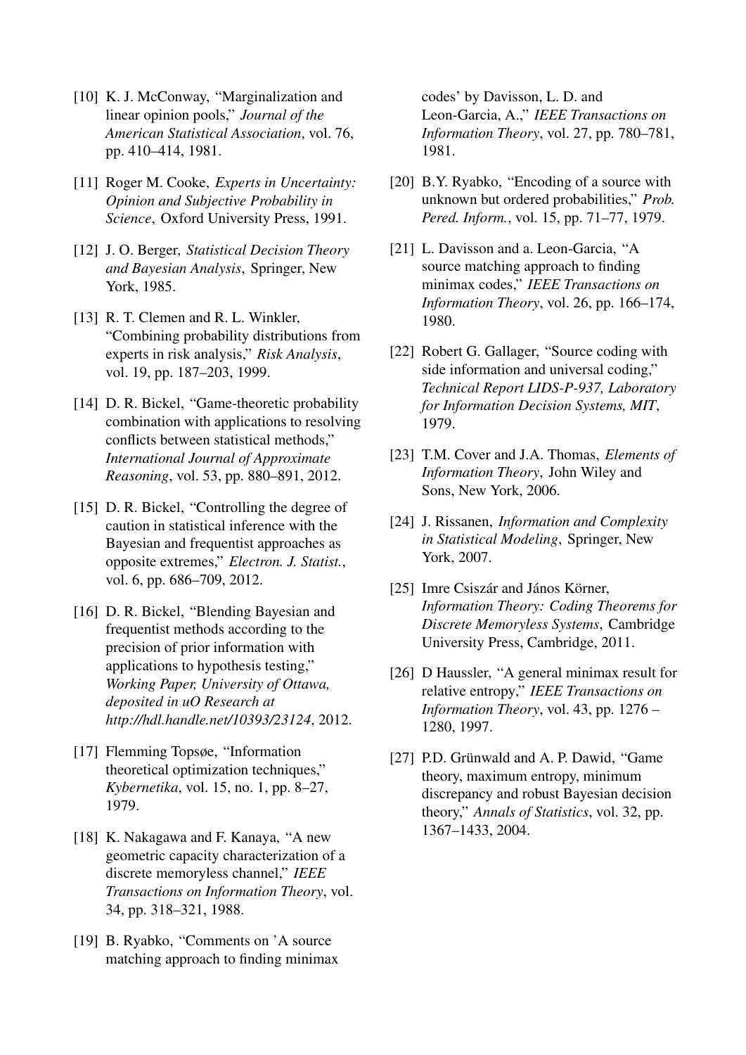[10] K. J. McConway, "Marginalization and linear opinion pools," *Journal of the American Statistical Association*, vol. 76, pp. 410–414, 1981.

[11] Roger M. Cooke, *Experts in Uncertainty: Opinion and Subjective Probability in Science*, Oxford University Press, 1991.

[12] J. O. Berger, *Statistical Decision Theory and Bayesian Analysis*, Springer, New York, 1985.

[13] R. T. Clemen and R. L. Winkler, "Combining probability distributions from experts in risk analysis," *Risk Analysis*, vol. 19, pp. 187–203, 1999.

[14] D. R. Bickel, "Game-theoretic probability combination with applications to resolving conflicts between statistical methods," *International Journal of Approximate Reasoning*, vol. 53, pp. 880–891, 2012.

[15] D. R. Bickel, "Controlling the degree of caution in statistical inference with the Bayesian and frequentist approaches as opposite extremes," *Electron. J. Statist.*, vol. 6, pp. 686–709, 2012.

[16] D. R. Bickel, "Blending Bayesian and frequentist methods according to the precision of prior information with applications to hypothesis testing," *Working Paper, University of Ottawa, deposited in uO Research at http://hdl.handle.net/10393/23124*, 2012.

[17] Flemming Topsøe, "Information theoretical optimization techniques," *Kybernetika*, vol. 15, no. 1, pp. 8–27, 1979.

[18] K. Nakagawa and F. Kanaya, "A new geometric capacity characterization of a discrete memoryless channel," *IEEE Transactions on Information Theory*, vol. 34, pp. 318–321, 1988.

[19] B. Ryabko, "Comments on 'A source matching approach to finding minimax codes' by Davisson, L. D. and Leon-Garcia, A.," *IEEE Transactions on Information Theory*, vol. 27, pp. 780–781, 1981.

[20] B.Y. Ryabko, "Encoding of a source with unknown but ordered probabilities," *Prob. Pered. Inform.*, vol. 15, pp. 71–77, 1979.

[21] L. Davisson and a. Leon-Garcia, "A source matching approach to finding minimax codes," *IEEE Transactions on Information Theory*, vol. 26, pp. 166–174, 1980.

[22] Robert G. Gallager, "Source coding with side information and universal coding," *Technical Report LIDS-P-937, Laboratory for Information Decision Systems, MIT*, 1979.

[23] T.M. Cover and J.A. Thomas, *Elements of Information Theory*, John Wiley and Sons, New York, 2006.

[24] J. Rissanen, *Information and Complexity in Statistical Modeling*, Springer, New York, 2007.

[25] Imre Csiszár and János Körner, *Information Theory: Coding Theorems for Discrete Memoryless Systems*, Cambridge University Press, Cambridge, 2011.

[26] D Haussler, "A general minimax result for relative entropy," *IEEE Transactions on Information Theory*, vol. 43, pp. 1276 – 1280, 1997.

[27] P.D. Grünwald and A. P. Dawid, "Game theory, maximum entropy, minimum discrepancy and robust Bayesian decision theory," *Annals of Statistics*, vol. 32, pp. 1367–1433, 2004.